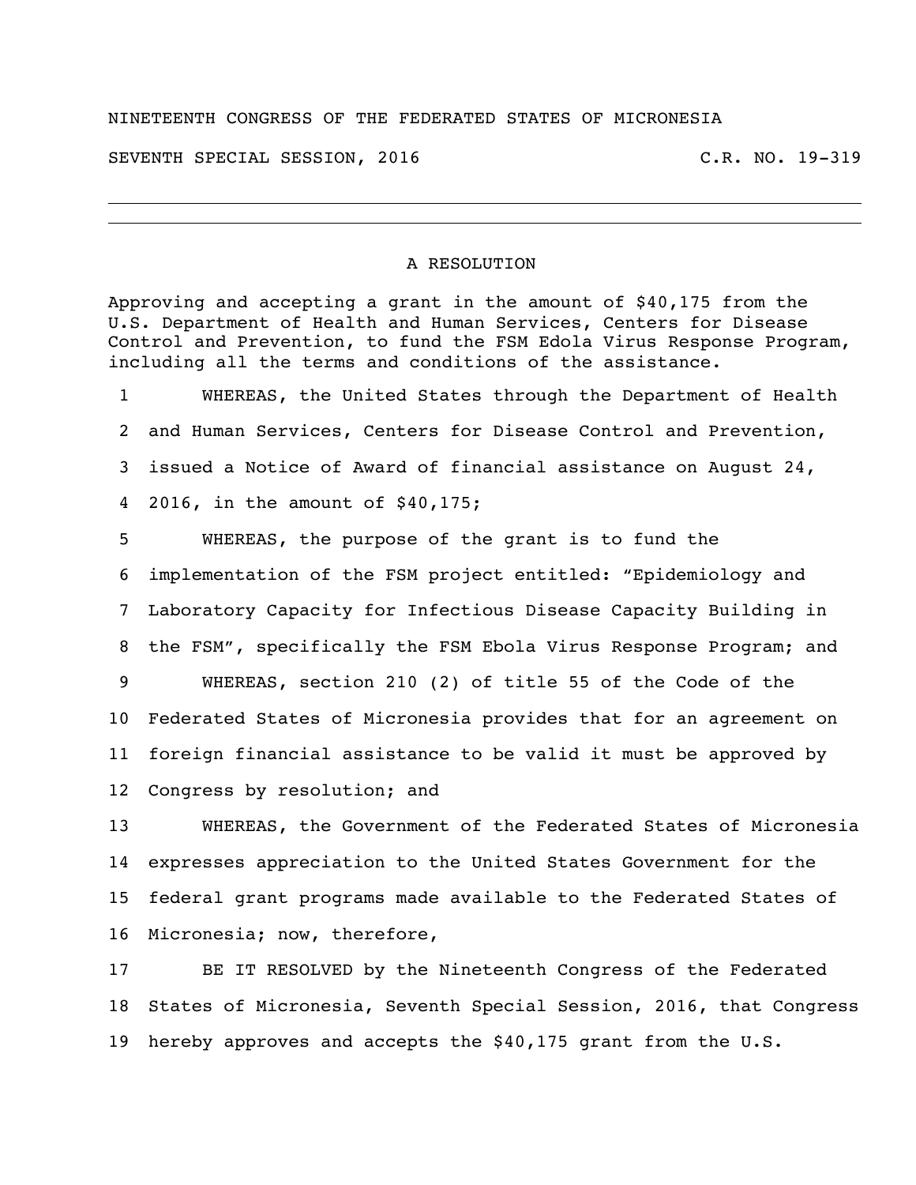NINETEENTH CONGRESS OF THE FEDERATED STATES OF MICRONESIA

SEVENTH SPECIAL SESSION, 2016 C.R. NO. 19-319

---

## A RESOLUTION

Approving and accepting a grant in the amount of $40,175 from the U.S. Department of Health and Human Services, Centers for Disease Control and Prevention, to fund the FSM Edola Virus Response Program, including all the terms and conditions of the assistance.

1 WHEREAS, the United States through the Department of Health
2 and Human Services, Centers for Disease Control and Prevention,
3 issued a Notice of Award of financial assistance on August 24,
4 2016, in the amount of $40,175;

5 WHEREAS, the purpose of the grant is to fund the
6 implementation of the FSM project entitled: "Epidemiology and
7 Laboratory Capacity for Infectious Disease Capacity Building in
8 the FSM", specifically the FSM Ebola Virus Response Program; and

9 WHEREAS, section 210 (2) of title 55 of the Code of the
10 Federated States of Micronesia provides that for an agreement on
11 foreign financial assistance to be valid it must be approved by
12 Congress by resolution; and

13 WHEREAS, the Government of the Federated States of Micronesia
14 expresses appreciation to the United States Government for the
15 federal grant programs made available to the Federated States of
16 Micronesia; now, therefore,

17 BE IT RESOLVED by the Nineteenth Congress of the Federated
18 States of Micronesia, Seventh Special Session, 2016, that Congress
19 hereby approves and accepts the $40,175 grant from the U.S.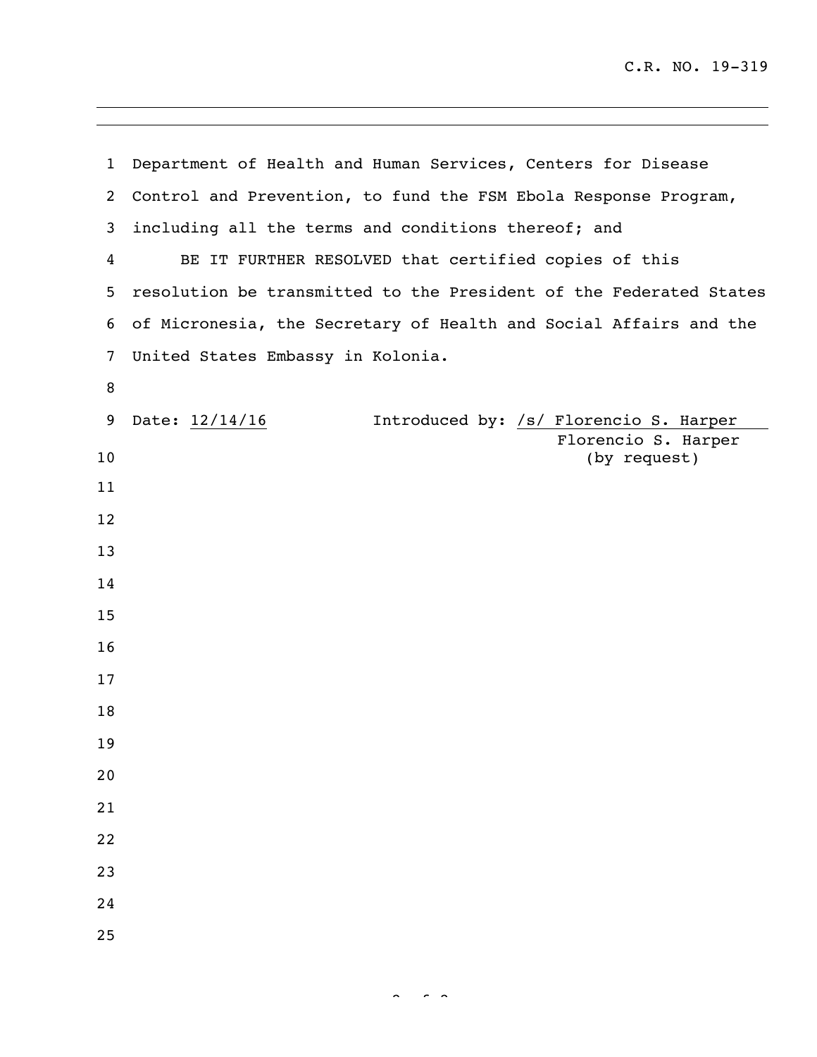Department of Health and Human Services, Centers for Disease Control and Prevention, to fund the FSM Ebola Response Program, including all the terms and conditions thereof; and

BE IT FURTHER RESOLVED that certified copies of this resolution be transmitted to the President of the Federated States of Micronesia, the Secretary of Health and Social Affairs and the United States Embassy in Kolonia.

Date: 12/14/16

Introduced by: /s/ Florencio S. Harper

Florencio S. Harper
(by request)